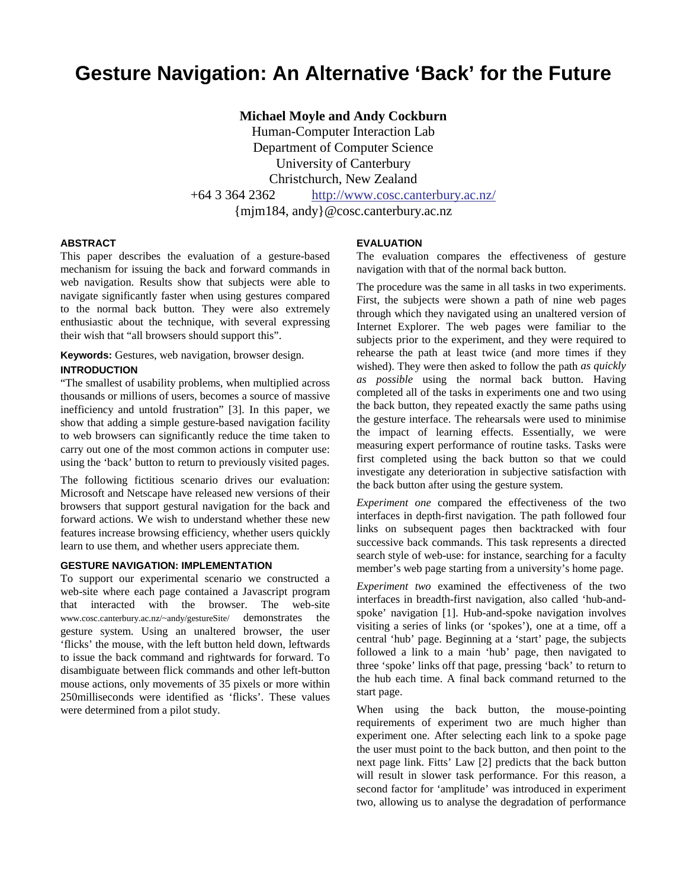# Gesture Navigation: An Alternative 'Back' for the Future

**Michael Moyle and Andy Cockburn**

Human-Computer Interaction Lab
Department of Computer Science
University of Canterbury
Christchurch, New Zealand
+64 3 364 2362 http://www.cosc.canterbury.ac.nz/
{mjm184, andy}@cosc.canterbury.ac.nz

## ABSTRACT

This paper describes the evaluation of a gesture-based mechanism for issuing the back and forward commands in web navigation. Results show that subjects were able to navigate significantly faster when using gestures compared to the normal back button. They were also extremely enthusiastic about the technique, with several expressing their wish that "all browsers should support this".

**Keywords:** Gestures, web navigation, browser design.

## INTRODUCTION

"The smallest of usability problems, when multiplied across thousands or millions of users, becomes a source of massive inefficiency and untold frustration" [3]. In this paper, we show that adding a simple gesture-based navigation facility to web browsers can significantly reduce the time taken to carry out one of the most common actions in computer use: using the 'back' button to return to previously visited pages.

The following fictitious scenario drives our evaluation: Microsoft and Netscape have released new versions of their browsers that support gestural navigation for the back and forward actions. We wish to understand whether these new features increase browsing efficiency, whether users quickly learn to use them, and whether users appreciate them.

## GESTURE NAVIGATION: IMPLEMENTATION

To support our experimental scenario we constructed a web-site where each page contained a Javascript program that interacted with the browser. The web-site www.cosc.canterbury.ac.nz/~andy/gestureSite/ demonstrates the gesture system. Using an unaltered browser, the user 'flicks' the mouse, with the left button held down, leftwards to issue the back command and rightwards for forward. To disambiguate between flick commands and other left-button mouse actions, only movements of 35 pixels or more within 250milliseconds were identified as 'flicks'. These values were determined from a pilot study.

## EVALUATION

The evaluation compares the effectiveness of gesture navigation with that of the normal back button.

The procedure was the same in all tasks in two experiments. First, the subjects were shown a path of nine web pages through which they navigated using an unaltered version of Internet Explorer. The web pages were familiar to the subjects prior to the experiment, and they were required to rehearse the path at least twice (and more times if they wished). They were then asked to follow the path *as quickly as possible* using the normal back button. Having completed all of the tasks in experiments one and two using the back button, they repeated exactly the same paths using the gesture interface. The rehearsals were used to minimise the impact of learning effects. Essentially, we were measuring expert performance of routine tasks. Tasks were first completed using the back button so that we could investigate any deterioration in subjective satisfaction with the back button after using the gesture system.

*Experiment one* compared the effectiveness of the two interfaces in depth-first navigation. The path followed four links on subsequent pages then backtracked with four successive back commands. This task represents a directed search style of web-use: for instance, searching for a faculty member's web page starting from a university's home page.

*Experiment two* examined the effectiveness of the two interfaces in breadth-first navigation, also called 'hub-and-spoke' navigation [1]. Hub-and-spoke navigation involves visiting a series of links (or 'spokes'), one at a time, off a central 'hub' page. Beginning at a 'start' page, the subjects followed a link to a main 'hub' page, then navigated to three 'spoke' links off that page, pressing 'back' to return to the hub each time. A final back command returned to the start page.

When using the back button, the mouse-pointing requirements of experiment two are much higher than experiment one. After selecting each link to a spoke page the user must point to the back button, and then point to the next page link. Fitts' Law [2] predicts that the back button will result in slower task performance. For this reason, a second factor for 'amplitude' was introduced in experiment two, allowing us to analyse the degradation of performance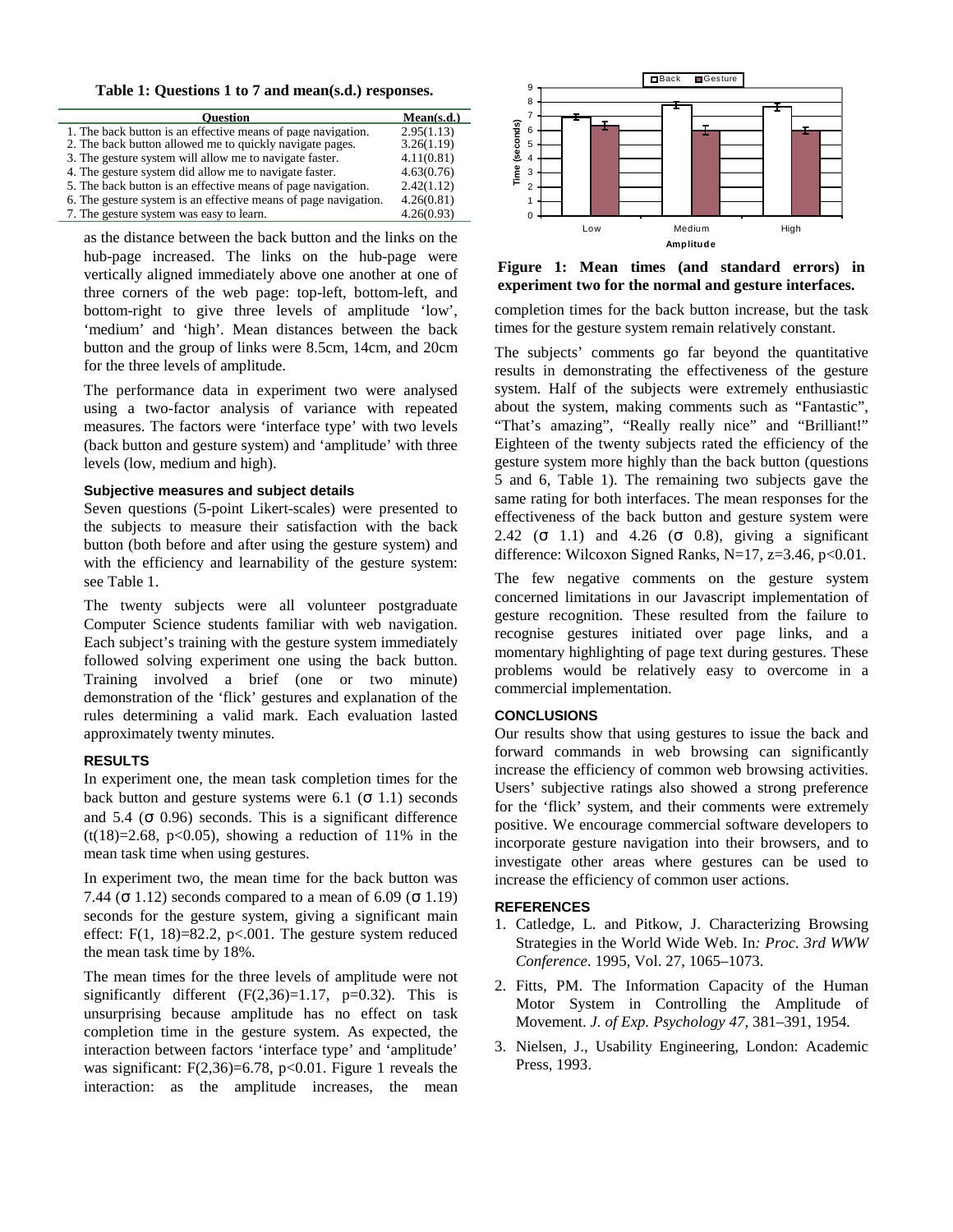**Table 1: Questions 1 to 7 and mean(s.d.) responses.**

| Question | Mean(s.d.) |
|---|---|
| 1. The back button is an effective means of page navigation. | 2.95(1.13) |
| 2. The back button allowed me to quickly navigate pages. | 3.26(1.19) |
| 3. The gesture system will allow me to navigate faster. | 4.11(0.81) |
| 4. The gesture system did allow me to navigate faster. | 4.63(0.76) |
| 5. The back button is an effective means of page navigation. | 2.42(1.12) |
| 6. The gesture system is an effective means of page navigation. | 4.26(0.81) |
| 7. The gesture system was easy to learn. | 4.26(0.93) |

as the distance between the back button and the links on the hub-page increased. The links on the hub-page were vertically aligned immediately above one another at one of three corners of the web page: top-left, bottom-left, and bottom-right to give three levels of amplitude 'low', 'medium' and 'high'. Mean distances between the back button and the group of links were 8.5cm, 14cm, and 20cm for the three levels of amplitude.

The performance data in experiment two were analysed using a two-factor analysis of variance with repeated measures. The factors were 'interface type' with two levels (back button and gesture system) and 'amplitude' with three levels (low, medium and high).

### Subjective measures and subject details

Seven questions (5-point Likert-scales) were presented to the subjects to measure their satisfaction with the back button (both before and after using the gesture system) and with the efficiency and learnability of the gesture system: see Table 1.

The twenty subjects were all volunteer postgraduate Computer Science students familiar with web navigation. Each subject's training with the gesture system immediately followed solving experiment one using the back button. Training involved a brief (one or two minute) demonstration of the 'flick' gestures and explanation of the rules determining a valid mark. Each evaluation lasted approximately twenty minutes.

## RESULTS

In experiment one, the mean task completion times for the back button and gesture systems were 6.1 ($\sigma$ 1.1) seconds and 5.4 ($\sigma$ 0.96) seconds. This is a significant difference ($t(18)=2.68$, $p<0.05$), showing a reduction of 11% in the mean task time when using gestures.

In experiment two, the mean time for the back button was 7.44 ($\sigma$ 1.12) seconds compared to a mean of 6.09 ($\sigma$ 1.19) seconds for the gesture system, giving a significant main effect: $F(1, 18)=82.2$, $p<.001$. The gesture system reduced the mean task time by 18%.

The mean times for the three levels of amplitude were not significantly different ($F(2,36)=1.17$, $p=0.32$). This is unsurprising because amplitude has no effect on task completion time in the gesture system. As expected, the interaction between factors 'interface type' and 'amplitude' was significant: $F(2,36)=6.78$, $p<0.01$. Figure 1 reveals the interaction: as the amplitude increases, the mean completion times for the back button increase, but the task times for the gesture system remain relatively constant.

Back
Gesture
Time (seconds)
0
1
2
3
4
5
6
7
8
9
Low
Medium
High
Amplitude

**Figure 1: Mean times (and standard errors) in experiment two for the normal and gesture interfaces.**

The subjects' comments go far beyond the quantitative results in demonstrating the effectiveness of the gesture system. Half of the subjects were extremely enthusiastic about the system, making comments such as "Fantastic", "That's amazing", "Really really nice" and "Brilliant!" Eighteen of the twenty subjects rated the efficiency of the gesture system more highly than the back button (questions 5 and 6, Table 1). The remaining two subjects gave the same rating for both interfaces. The mean responses for the effectiveness of the back button and gesture system were 2.42 ($\sigma$ 1.1) and 4.26 ($\sigma$ 0.8), giving a significant difference: Wilcoxon Signed Ranks, $N=17$, $z=3.46$, $p<0.01$.

The few negative comments on the gesture system concerned limitations in our Javascript implementation of gesture recognition. These resulted from the failure to recognise gestures initiated over page links, and a momentary highlighting of page text during gestures. These problems would be relatively easy to overcome in a commercial implementation.

## CONCLUSIONS

Our results show that using gestures to issue the back and forward commands in web browsing can significantly increase the efficiency of common web browsing activities. Users' subjective ratings also showed a strong preference for the 'flick' system, and their comments were extremely positive. We encourage commercial software developers to incorporate gesture navigation into their browsers, and to investigate other areas where gestures can be used to increase the efficiency of common user actions.

## REFERENCES

1. Catledge, L. and Pitkow, J. Characterizing Browsing Strategies in the World Wide Web. In*: Proc. 3rd WWW Conference*. 1995, Vol. 27, 1065–1073.
2. Fitts, PM. The Information Capacity of the Human Motor System in Controlling the Amplitude of Movement. *J. of Exp. Psychology 47*, 381–391, 1954.
3. Nielsen, J., Usability Engineering, London: Academic Press, 1993.